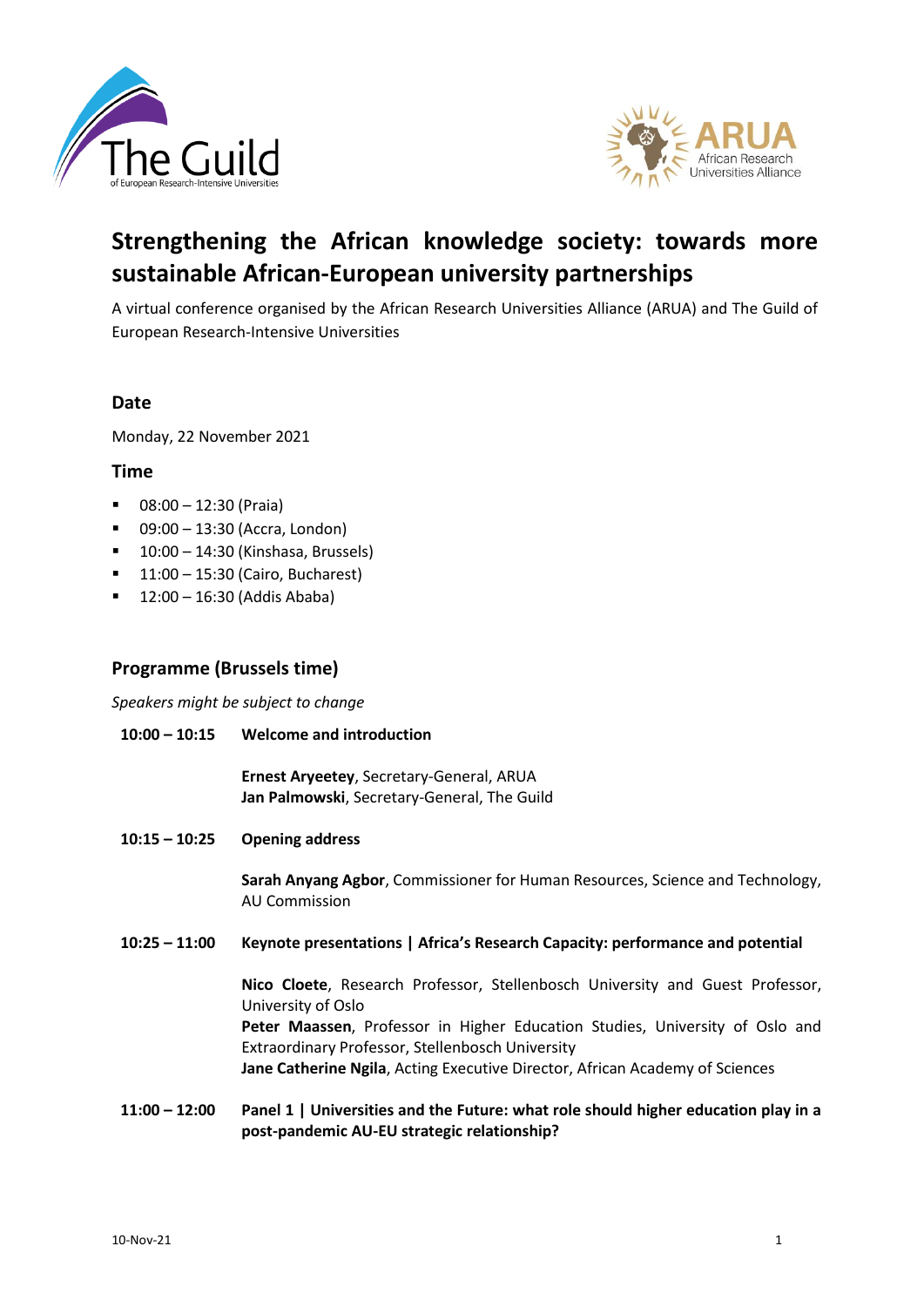# Strengthening the African knowledge society: towards more sustainable African-European university partnerships

A virtual conference organised by the African Research Universities Alliance (ARUA) and The Guild of European Research-Intensive Universities

## Date

Monday, 22 November 2021

## Time

- 08:00 – 12:30 (Praia)
- 09:00 – 13:30 (Accra, London)
- 10:00 – 14:30 (Kinshasa, Brussels)
- 11:00 – 15:30 (Cairo, Bucharest)
- 12:00 – 16:30 (Addis Ababa)

## Programme (Brussels time)

*Speakers might be subject to change*

**10:00 – 10:15** **Welcome and introduction**

**Ernest Aryeetey**, Secretary-General, ARUA
**Jan Palmowski**, Secretary-General, The Guild

**10:15 – 10:25** **Opening address**

**Sarah Anyang Agbor**, Commissioner for Human Resources, Science and Technology, AU Commission

**10:25 – 11:00** **Keynote presentations | Africa's Research Capacity: performance and potential**

**Nico Cloete**, Research Professor, Stellenbosch University and Guest Professor, University of Oslo
**Peter Maassen**, Professor in Higher Education Studies, University of Oslo and Extraordinary Professor, Stellenbosch University
**Jane Catherine Ngila**, Acting Executive Director, African Academy of Sciences

**11:00 – 12:00** **Panel 1 | Universities and the Future: what role should higher education play in a post-pandemic AU-EU strategic relationship?**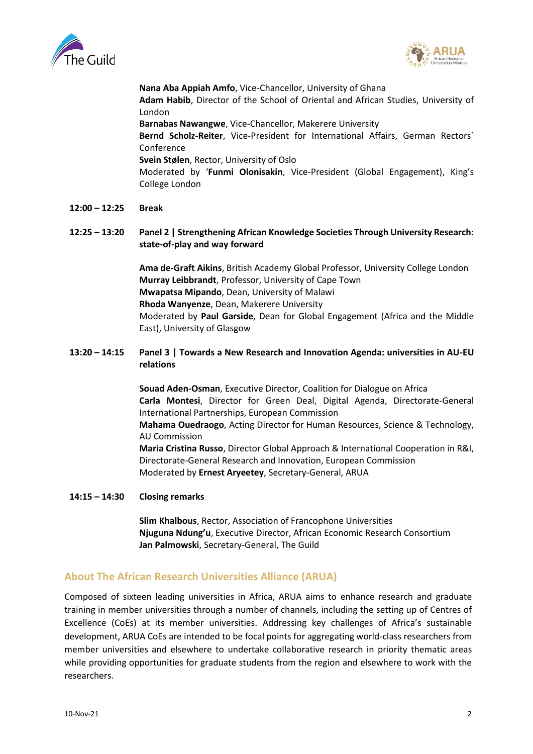**Nana Aba Appiah Amfo**, Vice-Chancellor, University of Ghana
**Adam Habib**, Director of the School of Oriental and African Studies, University of London
**Barnabas Nawangwe**, Vice-Chancellor, Makerere University
**Bernd Scholz-Reiter**, Vice-President for International Affairs, German Rectors´ Conference
**Svein Stølen**, Rector, University of Oslo
Moderated by '**Funmi Olonisakin**, Vice-President (Global Engagement), King's College London

**12:00 – 12:25** **Break**

**12:25 – 13:20** **Panel 2 | Strengthening African Knowledge Societies Through University Research: state-of-play and way forward**

**Ama de-Graft Aikins**, British Academy Global Professor, University College London
**Murray Leibbrandt**, Professor, University of Cape Town
**Mwapatsa Mipando**, Dean, University of Malawi
**Rhoda Wanyenze**, Dean, Makerere University
Moderated by **Paul Garside**, Dean for Global Engagement (Africa and the Middle East), University of Glasgow

**13:20 – 14:15** **Panel 3 | Towards a New Research and Innovation Agenda: universities in AU-EU relations**

**Souad Aden-Osman**, Executive Director, Coalition for Dialogue on Africa
**Carla Montesi**, Director for Green Deal, Digital Agenda, Directorate-General International Partnerships, European Commission
**Mahama Ouedraogo**, Acting Director for Human Resources, Science & Technology, AU Commission
**Maria Cristina Russo**, Director Global Approach & International Cooperation in R&I, Directorate-General Research and Innovation, European Commission
Moderated by **Ernest Aryeetey**, Secretary-General, ARUA

**14:15 – 14:30** **Closing remarks**

**Slim Khalbous**, Rector, Association of Francophone Universities
**Njuguna Ndung'u**, Executive Director, African Economic Research Consortium
**Jan Palmowski**, Secretary-General, The Guild

## About The African Research Universities Alliance (ARUA)

Composed of sixteen leading universities in Africa, ARUA aims to enhance research and graduate training in member universities through a number of channels, including the setting up of Centres of Excellence (CoEs) at its member universities. Addressing key challenges of Africa's sustainable development, ARUA CoEs are intended to be focal points for aggregating world-class researchers from member universities and elsewhere to undertake collaborative research in priority thematic areas while providing opportunities for graduate students from the region and elsewhere to work with the researchers.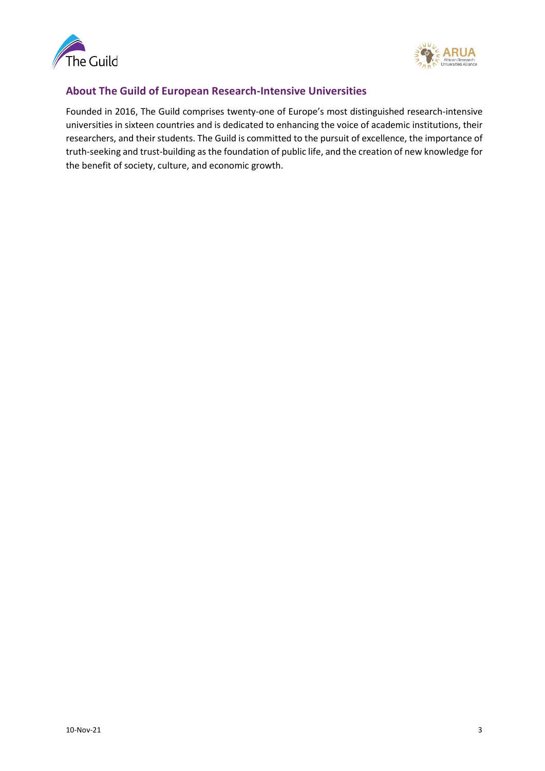## About The Guild of European Research-Intensive Universities

Founded in 2016, The Guild comprises twenty-one of Europe's most distinguished research-intensive universities in sixteen countries and is dedicated to enhancing the voice of academic institutions, their researchers, and their students. The Guild is committed to the pursuit of excellence, the importance of truth-seeking and trust-building as the foundation of public life, and the creation of new knowledge for the benefit of society, culture, and economic growth.